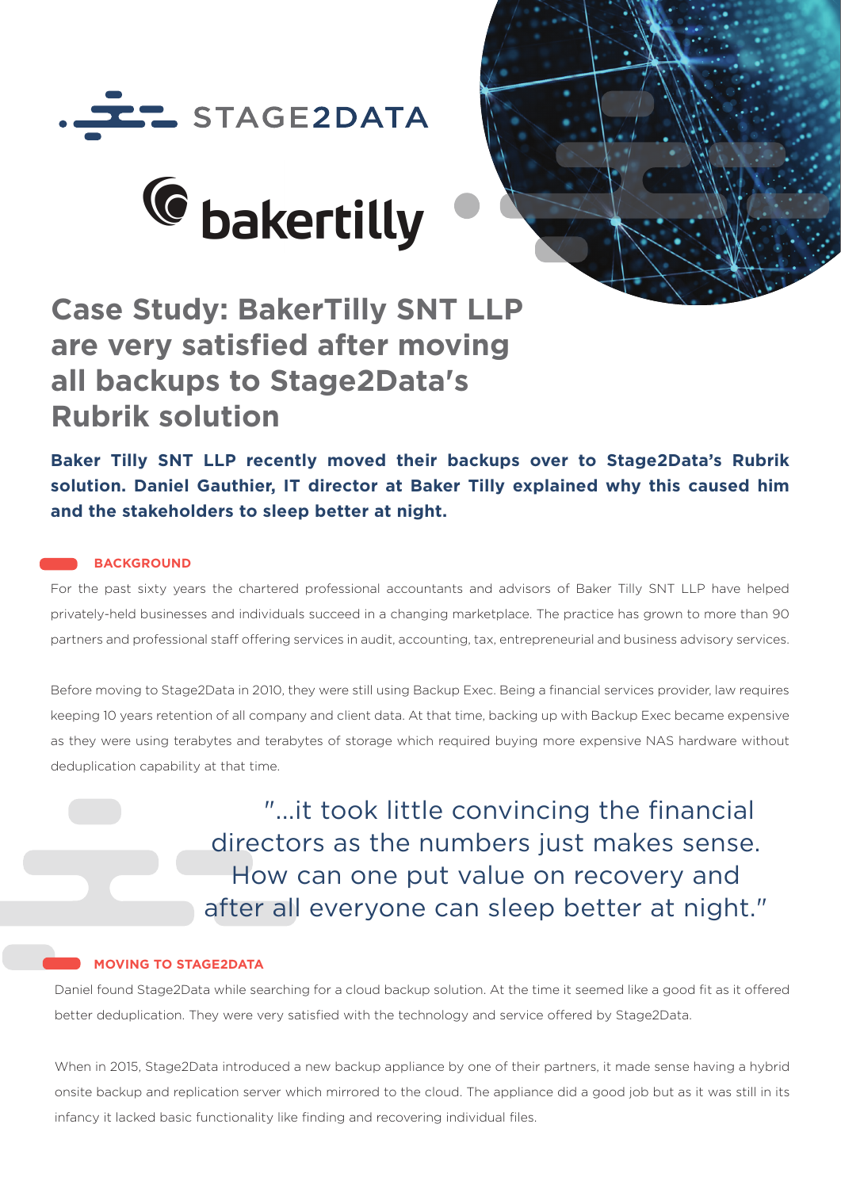STAGE2DATA

bakertilly

# Case Study: BakerTilly SNT LLP are very satisfied after moving all backups to Stage2Data's Rubrik solution

**Baker Tilly SNT LLP recently moved their backups over to Stage2Data's Rubrik solution. Daniel Gauthier, IT director at Baker Tilly explained why this caused him and the stakeholders to sleep better at night.**

## BACKGROUND

For the past sixty years the chartered professional accountants and advisors of Baker Tilly SNT LLP have helped privately-held businesses and individuals succeed in a changing marketplace. The practice has grown to more than 90 partners and professional staff offering services in audit, accounting, tax, entrepreneurial and business advisory services.

Before moving to Stage2Data in 2010, they were still using Backup Exec. Being a financial services provider, law requires keeping 10 years retention of all company and client data. At that time, backing up with Backup Exec became expensive as they were using terabytes and terabytes of storage which required buying more expensive NAS hardware without deduplication capability at that time.

> "...it took little convincing the financial directors as the numbers just makes sense. How can one put value on recovery and after all everyone can sleep better at night."

## MOVING TO STAGE2DATA

Daniel found Stage2Data while searching for a cloud backup solution. At the time it seemed like a good fit as it offered better deduplication. They were very satisfied with the technology and service offered by Stage2Data.

When in 2015, Stage2Data introduced a new backup appliance by one of their partners, it made sense having a hybrid onsite backup and replication server which mirrored to the cloud. The appliance did a good job but as it was still in its infancy it lacked basic functionality like finding and recovering individual files.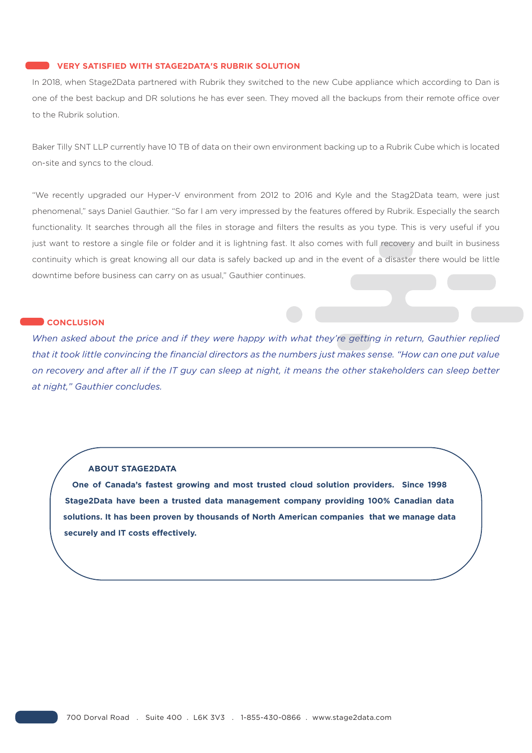## VERY SATISFIED WITH STAGE2DATA'S RUBRIK SOLUTION

In 2018, when Stage2Data partnered with Rubrik they switched to the new Cube appliance which according to Dan is one of the best backup and DR solutions he has ever seen. They moved all the backups from their remote office over to the Rubrik solution.

Baker Tilly SNT LLP currently have 10 TB of data on their own environment backing up to a Rubrik Cube which is located on-site and syncs to the cloud.

"We recently upgraded our Hyper-V environment from 2012 to 2016 and Kyle and the Stag2Data team, were just phenomenal," says Daniel Gauthier. "So far I am very impressed by the features offered by Rubrik. Especially the search functionality. It searches through all the files in storage and filters the results as you type. This is very useful if you just want to restore a single file or folder and it is lightning fast. It also comes with full recovery and built in business continuity which is great knowing all our data is safely backed up and in the event of a disaster there would be little downtime before business can carry on as usual," Gauthier continues.

## CONCLUSION

*When asked about the price and if they were happy with what they're getting in return, Gauthier replied that it took little convincing the financial directors as the numbers just makes sense. "How can one put value on recovery and after all if the IT guy can sleep at night, it means the other stakeholders can sleep better at night," Gauthier concludes.*

**ABOUT STAGE2DATA**

**One of Canada's fastest growing and most trusted cloud solution providers. Since 1998 Stage2Data have been a trusted data management company providing 100% Canadian data solutions. It has been proven by thousands of North American companies that we manage data securely and IT costs effectively.**

700 Dorval Road . Suite 400 . L6K 3V3 . 1-855-430-0866 . www.stage2data.com